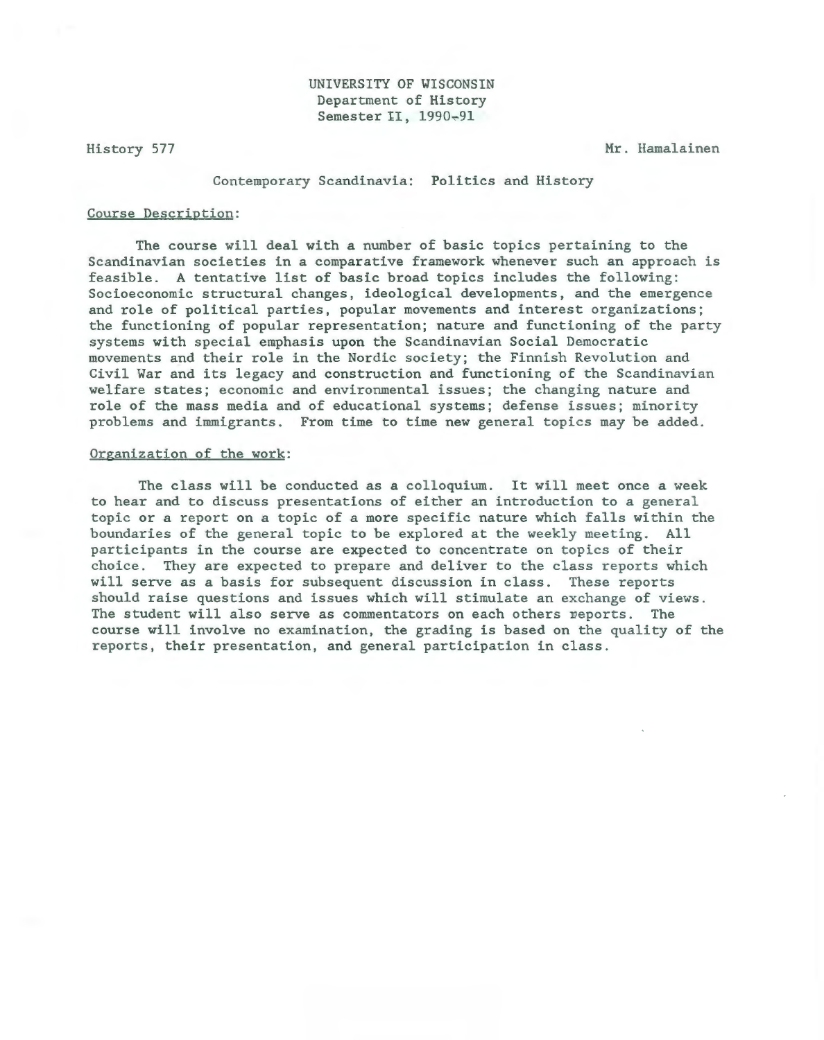UNIVERSITY OF WISCONSIN
Department of History
Semester II, 1990-91

History 577 Mr. Hamalainen

Contemporary Scandinavia: Politics and History

Course Description:

The course will deal with a number of basic topics pertaining to the Scandinavian societies in a comparative framework whenever such an approach is feasible. A tentative list of basic broad topics includes the following: Socioeconomic structural changes, ideological developments, and the emergence and role of political parties, popular movements and interest organizations; the functioning of popular representation; nature and functioning of the party systems with special emphasis upon the Scandinavian Social Democratic movements and their role in the Nordic society; the Finnish Revolution and Civil War and its legacy and construction and functioning of the Scandinavian welfare states; economic and environmental issues; the changing nature and role of the mass media and of educational systems; defense issues; minority problems and immigrants. From time to time new general topics may be added.

Organization of the work:

The class will be conducted as a colloquium. It will meet once a week to hear and to discuss presentations of either an introduction to a general topic or a report on a topic of a more specific nature which falls within the boundaries of the general topic to be explored at the weekly meeting. All participants in the course are expected to concentrate on topics of their choice. They are expected to prepare and deliver to the class reports which will serve as a basis for subsequent discussion in class. These reports should raise questions and issues which will stimulate an exchange of views. The student will also serve as commentators on each others reports. The course will involve no examination, the grading is based on the quality of the reports, their presentation, and general participation in class.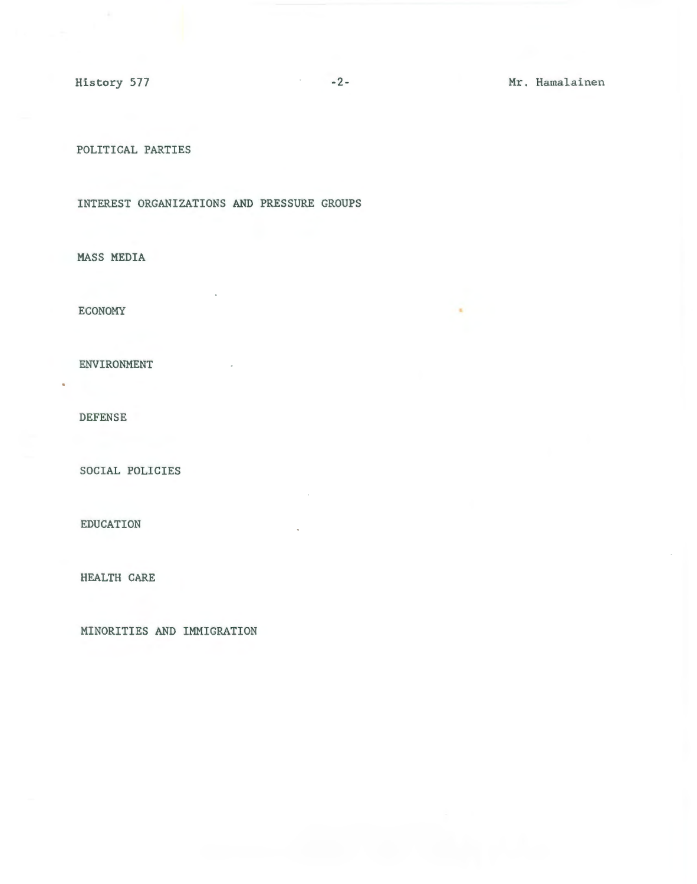POLITICAL PARTIES

INTEREST ORGANIZATIONS AND PRESSURE GROUPS

MASS MEDIA

ECONOMY

ENVIRONMENT

DEFENSE

SOCIAL POLICIES

EDUCATION

HEALTH CARE

MINORITIES AND IMMIGRATION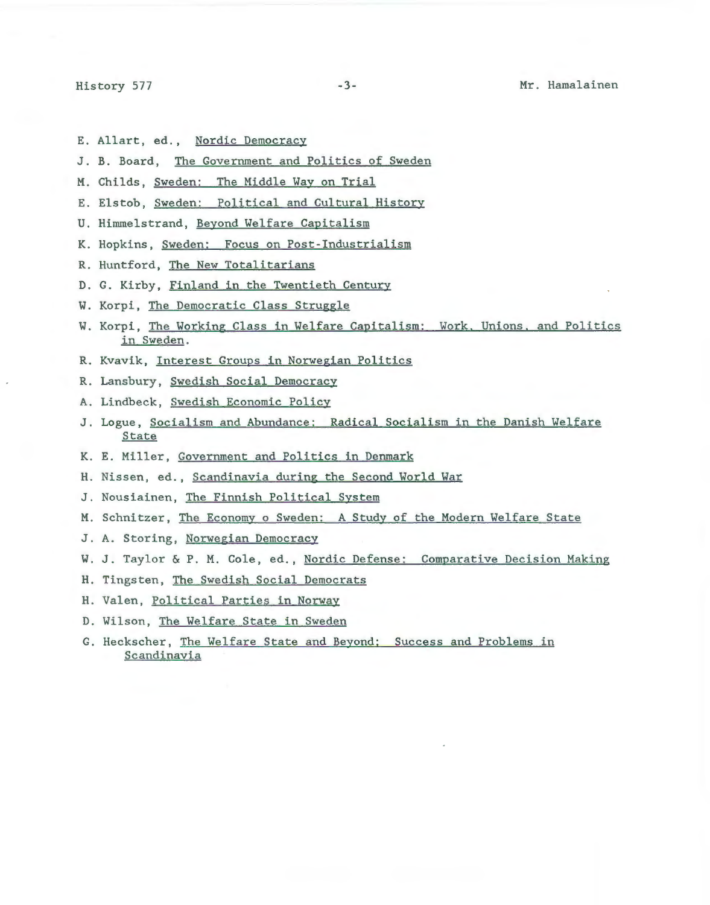E. Allart, ed., Nordic Democracy

J. B. Board, The Government and Politics of Sweden

M. Childs, Sweden: The Middle Way on Trial

E. Elstob, Sweden: Political and Cultural History

U. Himmelstrand, Beyond Welfare Capitalism

K. Hopkins, Sweden: Focus on Post-Industrialism

R. Huntford, The New Totalitarians

D. G. Kirby, Finland in the Twentieth Century

W. Korpi, The Democratic Class Struggle

W. Korpi, The Working Class in Welfare Capitalism: Work, Unions, and Politics in Sweden.

R. Kvavik, Interest Groups in Norwegian Politics

R. Lansbury, Swedish Social Democracy

A. Lindbeck, Swedish Economic Policy

J. Logue, Socialism and Abundance: Radical Socialism in the Danish Welfare State

K. E. Miller, Government and Politics in Denmark

H. Nissen, ed., Scandinavia during the Second World War

J. Nousiainen, The Finnish Political System

M. Schnitzer, The Economy o Sweden: A Study of the Modern Welfare State

J. A. Storing, Norwegian Democracy

W. J. Taylor & P. M. Cole, ed., Nordic Defense: Comparative Decision Making

H. Tingsten, The Swedish Social Democrats

H. Valen, Political Parties in Norway

D. Wilson, The Welfare State in Sweden

G. Heckscher, The Welfare State and Beyond: Success and Problems in Scandinavia